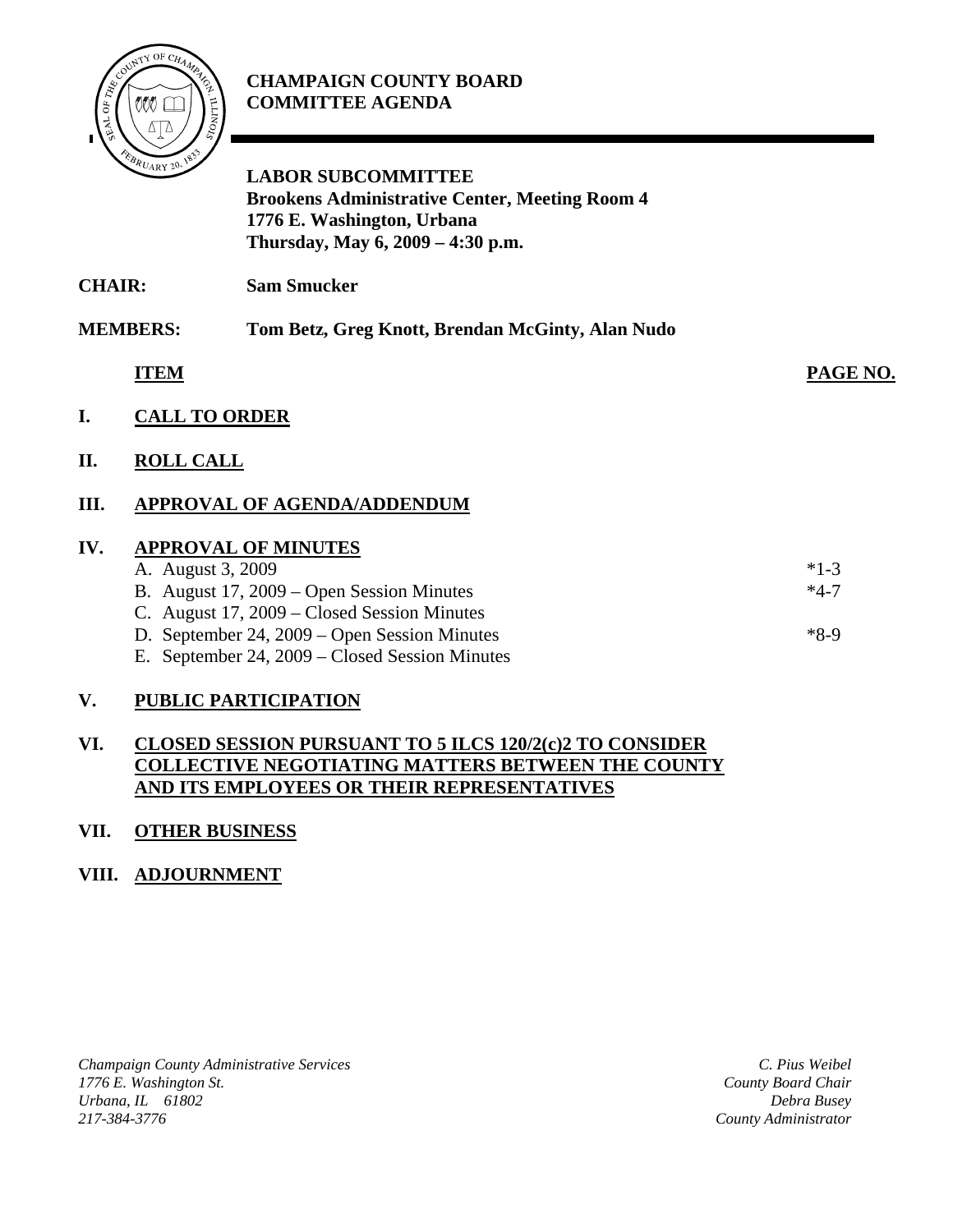# CHAMPAIGN COUNTY BOARD COMMITTEE AGENDA

**LABOR SUBCOMMITTEE**
**Brookens Administrative Center, Meeting Room 4**
**1776 E. Washington, Urbana**
**Thursday, May 6, 2009 – 4:30 p.m.**

**CHAIR:** **Sam Smucker**

**MEMBERS:** **Tom Betz, Greg Knott, Brendan McGinty, Alan Nudo**

| | ITEM | PAGE NO. |
|---|---|---|
| **I.** | **CALL TO ORDER** | |
| **II.** | **ROLL CALL** | |
| **III.** | **APPROVAL OF AGENDA/ADDENDUM** | |
| **IV.** | **APPROVAL OF MINUTES** | |
| | A. August 3, 2009 | *1-3 |
| | B. August 17, 2009 – Open Session Minutes | *4-7 |
| | C. August 17, 2009 – Closed Session Minutes | |
| | D. September 24, 2009 – Open Session Minutes | *8-9 |
| | E. September 24, 2009 – Closed Session Minutes | |
| **V.** | **PUBLIC PARTICIPATION** | |
| **VI.** | **CLOSED SESSION PURSUANT TO 5 ILCS 120/2(c)2 TO CONSIDER COLLECTIVE NEGOTIATING MATTERS BETWEEN THE COUNTY AND ITS EMPLOYEES OR THEIR REPRESENTATIVES** | |
| **VII.** | **OTHER BUSINESS** | |
| **VIII.** | **ADJOURNMENT** | |

*Champaign County Administrative Services*
*1776 E. Washington St.*
*Urbana, IL 61802*
*217-384-3776*

*C. Pius Weibel*
*County Board Chair*
*Debra Busey*
*County Administrator*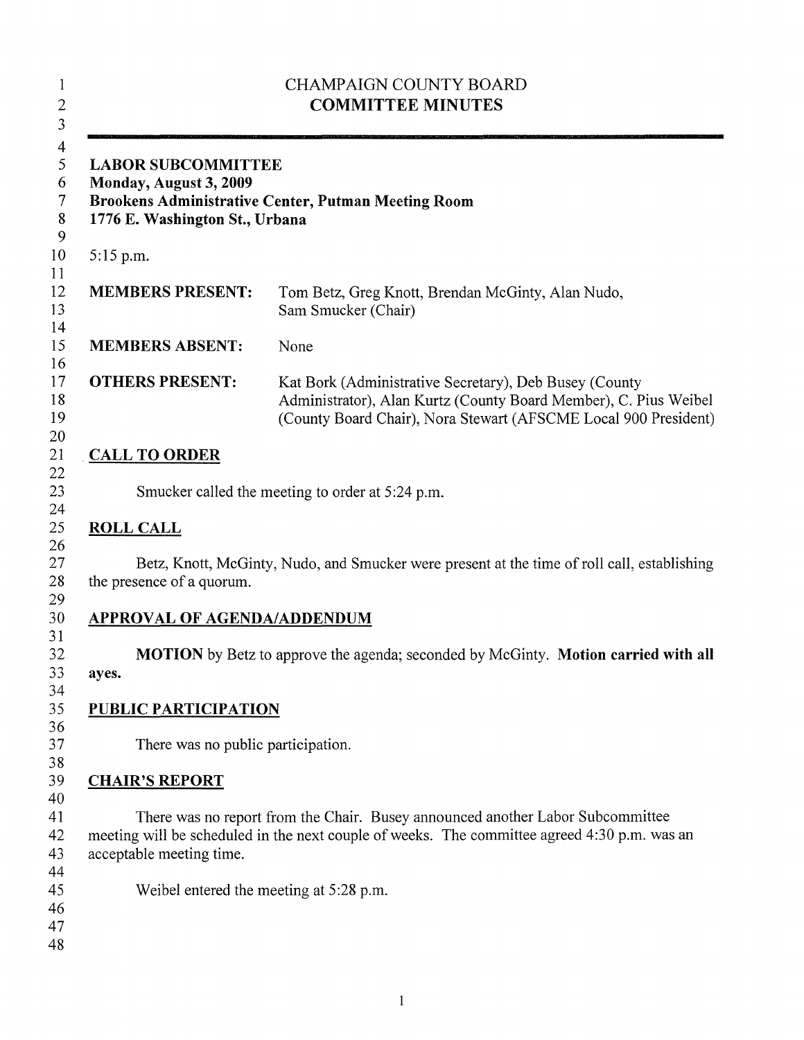CHAMPAIGN COUNTY BOARD
**COMMITTEE MINUTES**

---

**LABOR SUBCOMMITTEE**
**Monday, August 3, 2009**
**Brookens Administrative Center, Putman Meeting Room**
**1776 E. Washington St., Urbana**

5:15 p.m.

| | |
|---|---|
| **MEMBERS PRESENT:** | Tom Betz, Greg Knott, Brendan McGinty, Alan Nudo, Sam Smucker (Chair) |
| **MEMBERS ABSENT:** | None |
| **OTHERS PRESENT:** | Kat Bork (Administrative Secretary), Deb Busey (County Administrator), Alan Kurtz (County Board Member), C. Pius Weibel (County Board Chair), Nora Stewart (AFSCME Local 900 President) |

## CALL TO ORDER

Smucker called the meeting to order at 5:24 p.m.

## ROLL CALL

Betz, Knott, McGinty, Nudo, and Smucker were present at the time of roll call, establishing the presence of a quorum.

## APPROVAL OF AGENDA/ADDENDUM

**MOTION** by Betz to approve the agenda; seconded by McGinty. **Motion carried with all ayes.**

## PUBLIC PARTICIPATION

There was no public participation.

## CHAIR'S REPORT

There was no report from the Chair. Busey announced another Labor Subcommittee meeting will be scheduled in the next couple of weeks. The committee agreed 4:30 p.m. was an acceptable meeting time.

Weibel entered the meeting at 5:28 p.m.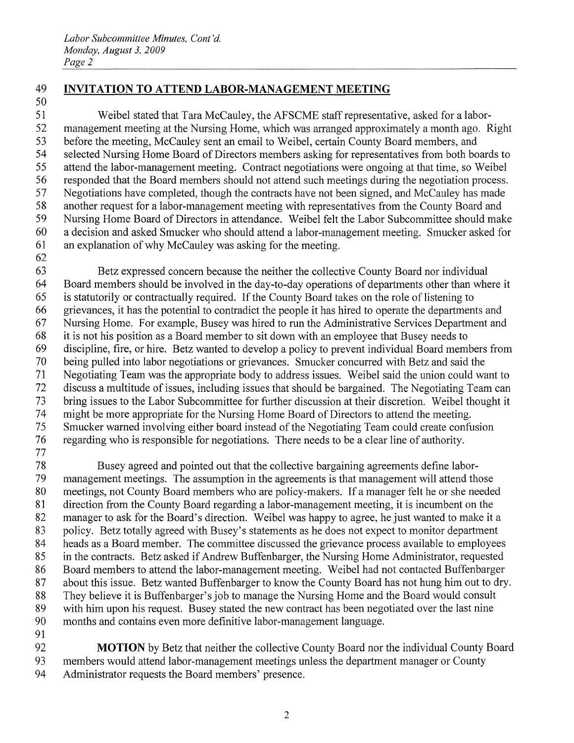## INVITATION TO ATTEND LABOR-MANAGEMENT MEETING

Weibel stated that Tara McCauley, the AFSCME staff representative, asked for a labor-management meeting at the Nursing Home, which was arranged approximately a month ago. Right before the meeting, McCauley sent an email to Weibel, certain County Board members, and selected Nursing Home Board of Directors members asking for representatives from both boards to attend the labor-management meeting. Contract negotiations were ongoing at that time, so Weibel responded that the Board members should not attend such meetings during the negotiation process. Negotiations have completed, though the contracts have not been signed, and McCauley has made another request for a labor-management meeting with representatives from the County Board and Nursing Home Board of Directors in attendance. Weibel felt the Labor Subcommittee should make a decision and asked Smucker who should attend a labor-management meeting. Smucker asked for an explanation of why McCauley was asking for the meeting.

Betz expressed concern because the neither the collective County Board nor individual Board members should be involved in the day-to-day operations of departments other than where it is statutorily or contractually required. If the County Board takes on the role of listening to grievances, it has the potential to contradict the people it has hired to operate the departments and Nursing Home. For example, Busey was hired to run the Administrative Services Department and it is not his position as a Board member to sit down with an employee that Busey needs to discipline, fire, or hire. Betz wanted to develop a policy to prevent individual Board members from being pulled into labor negotiations or grievances. Smucker concurred with Betz and said the Negotiating Team was the appropriate body to address issues. Weibel said the union could want to discuss a multitude of issues, including issues that should be bargained. The Negotiating Team can bring issues to the Labor Subcommittee for further discussion at their discretion. Weibel thought it might be more appropriate for the Nursing Home Board of Directors to attend the meeting. Smucker warned involving either board instead of the Negotiating Team could create confusion regarding who is responsible for negotiations. There needs to be a clear line of authority.

Busey agreed and pointed out that the collective bargaining agreements define labor-management meetings. The assumption in the agreements is that management will attend those meetings, not County Board members who are policy-makers. If a manager felt he or she needed direction from the County Board regarding a labor-management meeting, it is incumbent on the manager to ask for the Board's direction. Weibel was happy to agree, he just wanted to make it a policy. Betz totally agreed with Busey's statements as he does not expect to monitor department heads as a Board member. The committee discussed the grievance process available to employees in the contracts. Betz asked if Andrew Buffenbarger, the Nursing Home Administrator, requested Board members to attend the labor-management meeting. Weibel had not contacted Buffenbarger about this issue. Betz wanted Buffenbarger to know the County Board has not hung him out to dry. They believe it is Buffenbarger's job to manage the Nursing Home and the Board would consult with him upon his request. Busey stated the new contract has been negotiated over the last nine months and contains even more definitive labor-management language.

**MOTION** by Betz that neither the collective County Board nor the individual County Board members would attend labor-management meetings unless the department manager or County Administrator requests the Board members' presence.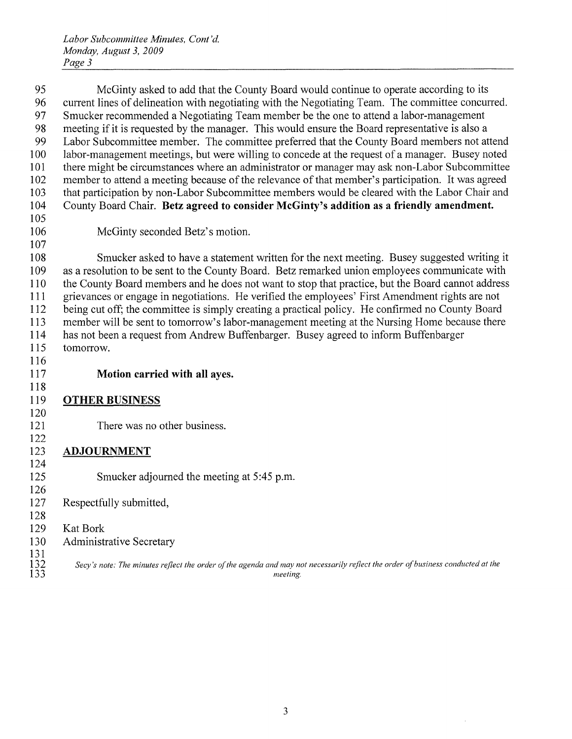McGinty asked to add that the County Board would continue to operate according to its current lines of delineation with negotiating with the Negotiating Team. The committee concurred. Smucker recommended a Negotiating Team member be the one to attend a labor-management meeting if it is requested by the manager. This would ensure the Board representative is also a Labor Subcommittee member. The committee preferred that the County Board members not attend labor-management meetings, but were willing to concede at the request of a manager. Busey noted there might be circumstances where an administrator or manager may ask non-Labor Subcommittee member to attend a meeting because of the relevance of that member's participation. It was agreed that participation by non-Labor Subcommittee members would be cleared with the Labor Chair and County Board Chair. **Betz agreed to consider McGinty's addition as a friendly amendment.**

McGinty seconded Betz's motion.

Smucker asked to have a statement written for the next meeting. Busey suggested writing it as a resolution to be sent to the County Board. Betz remarked union employees communicate with the County Board members and he does not want to stop that practice, but the Board cannot address grievances or engage in negotiations. He verified the employees' First Amendment rights are not being cut off; the committee is simply creating a practical policy. He confirmed no County Board member will be sent to tomorrow's labor-management meeting at the Nursing Home because there has not been a request from Andrew Buffenbarger. Busey agreed to inform Buffenbarger tomorrow.

**Motion carried with all ayes.**

## OTHER BUSINESS

There was no other business.

## ADJOURNMENT

Smucker adjourned the meeting at 5:45 p.m.

Respectfully submitted,

Kat Bork
Administrative Secretary

*Secy's note: The minutes reflect the order of the agenda and may not necessarily reflect the order of business conducted at the meeting.*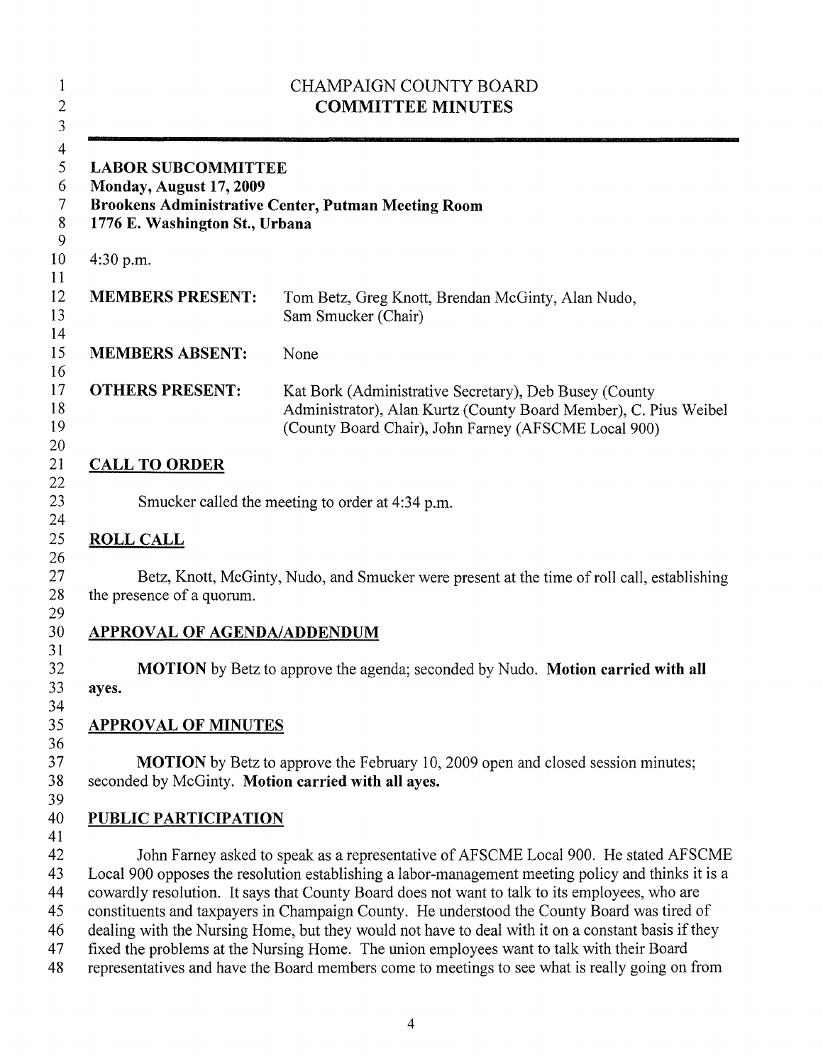# CHAMPAIGN COUNTY BOARD
## COMMITTEE MINUTES

---

**LABOR SUBCOMMITTEE**
**Monday, August 17, 2009**
**Brookens Administrative Center, Putman Meeting Room**
**1776 E. Washington St., Urbana**

4:30 p.m.

| | |
|---|---|
| **MEMBERS PRESENT:** | Tom Betz, Greg Knott, Brendan McGinty, Alan Nudo, Sam Smucker (Chair) |
| **MEMBERS ABSENT:** | None |
| **OTHERS PRESENT:** | Kat Bork (Administrative Secretary), Deb Busey (County Administrator), Alan Kurtz (County Board Member), C. Pius Weibel (County Board Chair), John Farney (AFSCME Local 900) |

**CALL TO ORDER**

Smucker called the meeting to order at 4:34 p.m.

**ROLL CALL**

Betz, Knott, McGinty, Nudo, and Smucker were present at the time of roll call, establishing the presence of a quorum.

**APPROVAL OF AGENDA/ADDENDUM**

**MOTION** by Betz to approve the agenda; seconded by Nudo. **Motion carried with all ayes.**

**APPROVAL OF MINUTES**

**MOTION** by Betz to approve the February 10, 2009 open and closed session minutes; seconded by McGinty. **Motion carried with all ayes.**

**PUBLIC PARTICIPATION**

John Farney asked to speak as a representative of AFSCME Local 900. He stated AFSCME Local 900 opposes the resolution establishing a labor-management meeting policy and thinks it is a cowardly resolution. It says that County Board does not want to talk to its employees, who are constituents and taxpayers in Champaign County. He understood the County Board was tired of dealing with the Nursing Home, but they would not have to deal with it on a constant basis if they fixed the problems at the Nursing Home. The union employees want to talk with their Board representatives and have the Board members come to meetings to see what is really going on from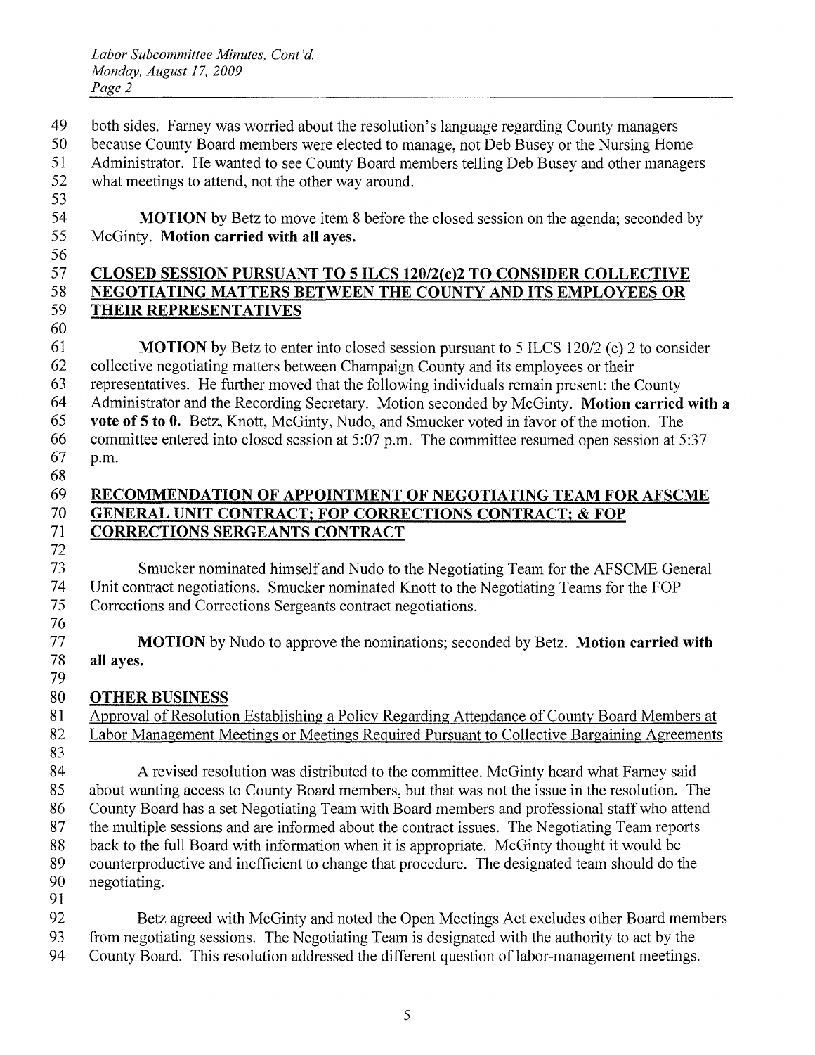both sides. Farney was worried about the resolution's language regarding County managers because County Board members were elected to manage, not Deb Busey or the Nursing Home Administrator. He wanted to see County Board members telling Deb Busey and other managers what meetings to attend, not the other way around.

**MOTION** by Betz to move item 8 before the closed session on the agenda; seconded by McGinty. **Motion carried with all ayes.**

## CLOSED SESSION PURSUANT TO 5 ILCS 120/2(c)2 TO CONSIDER COLLECTIVE NEGOTIATING MATTERS BETWEEN THE COUNTY AND ITS EMPLOYEES OR THEIR REPRESENTATIVES

**MOTION** by Betz to enter into closed session pursuant to 5 ILCS 120/2 (c) 2 to consider collective negotiating matters between Champaign County and its employees or their representatives. He further moved that the following individuals remain present: the County Administrator and the Recording Secretary. Motion seconded by McGinty. **Motion carried with a vote of 5 to 0.** Betz, Knott, McGinty, Nudo, and Smucker voted in favor of the motion. The committee entered into closed session at 5:07 p.m. The committee resumed open session at 5:37 p.m.

## RECOMMENDATION OF APPOINTMENT OF NEGOTIATING TEAM FOR AFSCME GENERAL UNIT CONTRACT; FOP CORRECTIONS CONTRACT; & FOP CORRECTIONS SERGEANTS CONTRACT

Smucker nominated himself and Nudo to the Negotiating Team for the AFSCME General Unit contract negotiations. Smucker nominated Knott to the Negotiating Teams for the FOP Corrections and Corrections Sergeants contract negotiations.

**MOTION** by Nudo to approve the nominations; seconded by Betz. **Motion carried with all ayes.**

## OTHER BUSINESS

Approval of Resolution Establishing a Policy Regarding Attendance of County Board Members at Labor Management Meetings or Meetings Required Pursuant to Collective Bargaining Agreements

A revised resolution was distributed to the committee. McGinty heard what Farney said about wanting access to County Board members, but that was not the issue in the resolution. The County Board has a set Negotiating Team with Board members and professional staff who attend the multiple sessions and are informed about the contract issues. The Negotiating Team reports back to the full Board with information when it is appropriate. McGinty thought it would be counterproductive and inefficient to change that procedure. The designated team should do the negotiating.

Betz agreed with McGinty and noted the Open Meetings Act excludes other Board members from negotiating sessions. The Negotiating Team is designated with the authority to act by the County Board. This resolution addressed the different question of labor-management meetings.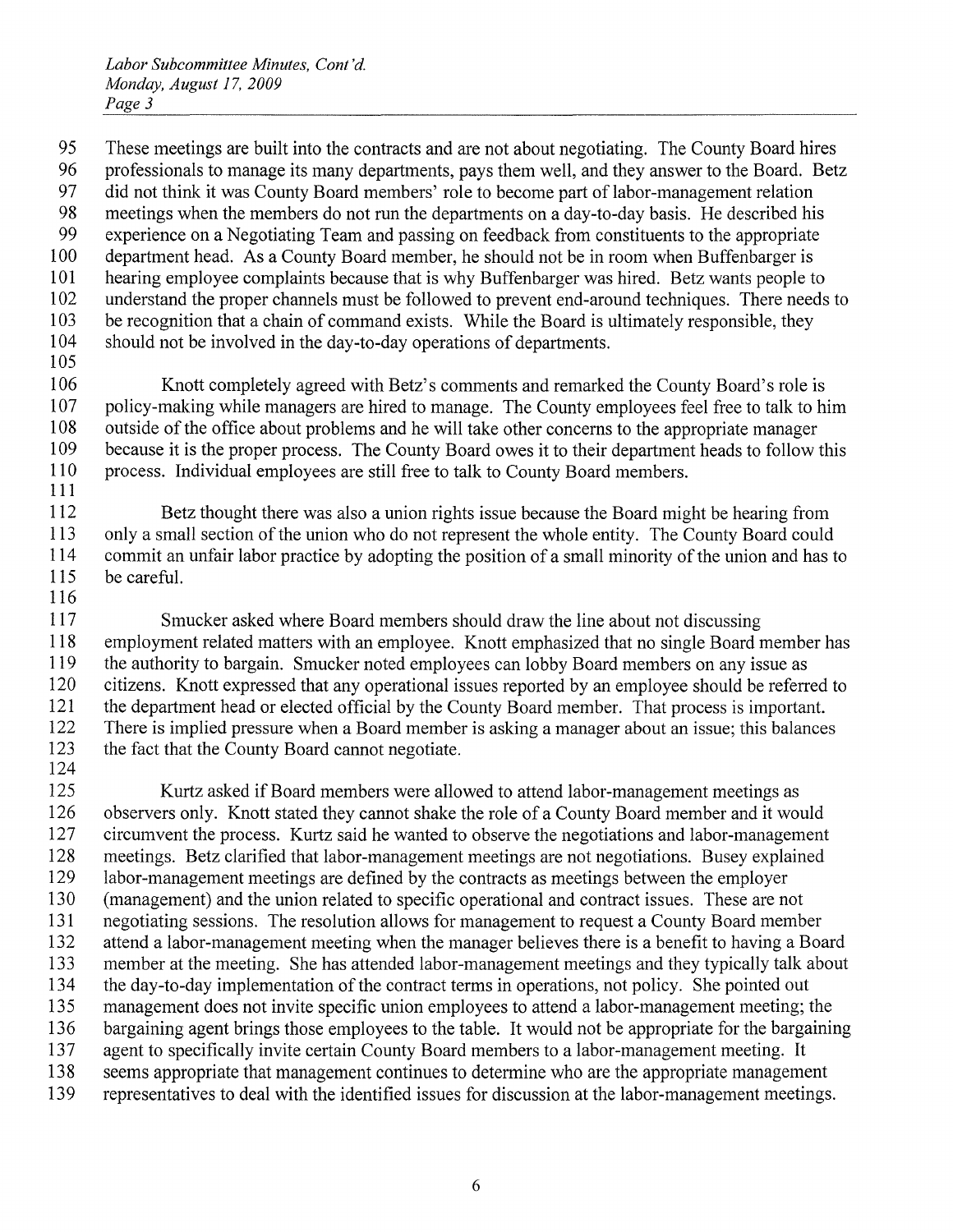These meetings are built into the contracts and are not about negotiating. The County Board hires professionals to manage its many departments, pays them well, and they answer to the Board. Betz did not think it was County Board members' role to become part of labor-management relation meetings when the members do not run the departments on a day-to-day basis. He described his experience on a Negotiating Team and passing on feedback from constituents to the appropriate department head. As a County Board member, he should not be in room when Buffenbarger is hearing employee complaints because that is why Buffenbarger was hired. Betz wants people to understand the proper channels must be followed to prevent end-around techniques. There needs to be recognition that a chain of command exists. While the Board is ultimately responsible, they should not be involved in the day-to-day operations of departments.

Knott completely agreed with Betz's comments and remarked the County Board's role is policy-making while managers are hired to manage. The County employees feel free to talk to him outside of the office about problems and he will take other concerns to the appropriate manager because it is the proper process. The County Board owes it to their department heads to follow this process. Individual employees are still free to talk to County Board members.

Betz thought there was also a union rights issue because the Board might be hearing from only a small section of the union who do not represent the whole entity. The County Board could commit an unfair labor practice by adopting the position of a small minority of the union and has to be careful.

Smucker asked where Board members should draw the line about not discussing employment related matters with an employee. Knott emphasized that no single Board member has the authority to bargain. Smucker noted employees can lobby Board members on any issue as citizens. Knott expressed that any operational issues reported by an employee should be referred to the department head or elected official by the County Board member. That process is important. There is implied pressure when a Board member is asking a manager about an issue; this balances the fact that the County Board cannot negotiate.

Kurtz asked if Board members were allowed to attend labor-management meetings as observers only. Knott stated they cannot shake the role of a County Board member and it would circumvent the process. Kurtz said he wanted to observe the negotiations and labor-management meetings. Betz clarified that labor-management meetings are not negotiations. Busey explained labor-management meetings are defined by the contracts as meetings between the employer (management) and the union related to specific operational and contract issues. These are not negotiating sessions. The resolution allows for management to request a County Board member attend a labor-management meeting when the manager believes there is a benefit to having a Board member at the meeting. She has attended labor-management meetings and they typically talk about the day-to-day implementation of the contract terms in operations, not policy. She pointed out management does not invite specific union employees to attend a labor-management meeting; the bargaining agent brings those employees to the table. It would not be appropriate for the bargaining agent to specifically invite certain County Board members to a labor-management meeting. It seems appropriate that management continues to determine who are the appropriate management representatives to deal with the identified issues for discussion at the labor-management meetings.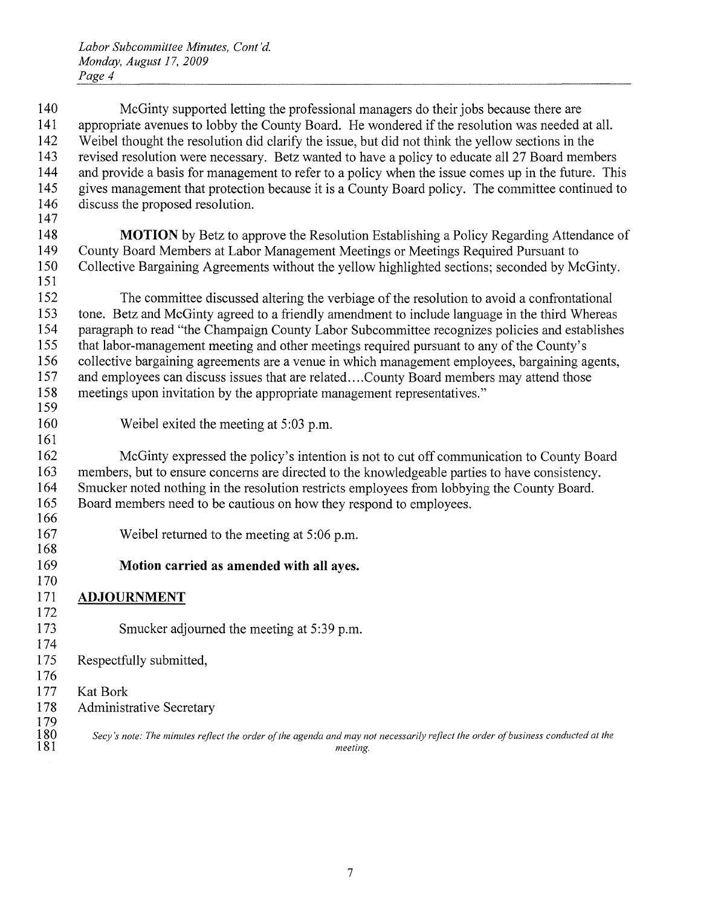McGinty supported letting the professional managers do their jobs because there are appropriate avenues to lobby the County Board. He wondered if the resolution was needed at all. Weibel thought the resolution did clarify the issue, but did not think the yellow sections in the revised resolution were necessary. Betz wanted to have a policy to educate all 27 Board members and provide a basis for management to refer to a policy when the issue comes up in the future. This gives management that protection because it is a County Board policy. The committee continued to discuss the proposed resolution.

**MOTION** by Betz to approve the Resolution Establishing a Policy Regarding Attendance of County Board Members at Labor Management Meetings or Meetings Required Pursuant to Collective Bargaining Agreements without the yellow highlighted sections; seconded by McGinty.

The committee discussed altering the verbiage of the resolution to avoid a confrontational tone. Betz and McGinty agreed to a friendly amendment to include language in the third Whereas paragraph to read "the Champaign County Labor Subcommittee recognizes policies and establishes that labor-management meeting and other meetings required pursuant to any of the County's collective bargaining agreements are a venue in which management employees, bargaining agents, and employees can discuss issues that are related….County Board members may attend those meetings upon invitation by the appropriate management representatives."

Weibel exited the meeting at 5:03 p.m.

McGinty expressed the policy's intention is not to cut off communication to County Board members, but to ensure concerns are directed to the knowledgeable parties to have consistency. Smucker noted nothing in the resolution restricts employees from lobbying the County Board. Board members need to be cautious on how they respond to employees.

Weibel returned to the meeting at 5:06 p.m.

**Motion carried as amended with all ayes.**

## ADJOURNMENT

Smucker adjourned the meeting at 5:39 p.m.

Respectfully submitted,

Kat Bork
Administrative Secretary

*Secy's note: The minutes reflect the order of the agenda and may not necessarily reflect the order of business conducted at the meeting.*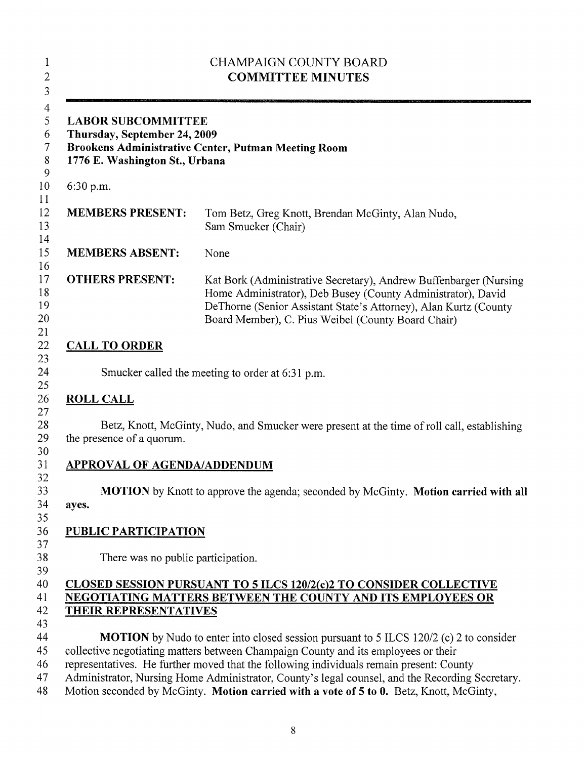# CHAMPAIGN COUNTY BOARD
## COMMITTEE MINUTES

**LABOR SUBCOMMITTEE**
**Thursday, September 24, 2009**
**Brookens Administrative Center, Putman Meeting Room**
**1776 E. Washington St., Urbana**

6:30 p.m.

**MEMBERS PRESENT:** Tom Betz, Greg Knott, Brendan McGinty, Alan Nudo, Sam Smucker (Chair)

**MEMBERS ABSENT:** None

**OTHERS PRESENT:** Kat Bork (Administrative Secretary), Andrew Buffenbarger (Nursing Home Administrator), Deb Busey (County Administrator), David DeThorne (Senior Assistant State's Attorney), Alan Kurtz (County Board Member), C. Pius Weibel (County Board Chair)

## CALL TO ORDER

Smucker called the meeting to order at 6:31 p.m.

## ROLL CALL

Betz, Knott, McGinty, Nudo, and Smucker were present at the time of roll call, establishing the presence of a quorum.

## APPROVAL OF AGENDA/ADDENDUM

**MOTION** by Knott to approve the agenda; seconded by McGinty. **Motion carried with all ayes.**

## PUBLIC PARTICIPATION

There was no public participation.

## CLOSED SESSION PURSUANT TO 5 ILCS 120/2(c)2 TO CONSIDER COLLECTIVE NEGOTIATING MATTERS BETWEEN THE COUNTY AND ITS EMPLOYEES OR THEIR REPRESENTATIVES

**MOTION** by Nudo to enter into closed session pursuant to 5 ILCS 120/2 (c) 2 to consider collective negotiating matters between Champaign County and its employees or their representatives. He further moved that the following individuals remain present: County Administrator, Nursing Home Administrator, County's legal counsel, and the Recording Secretary. Motion seconded by McGinty. **Motion carried with a vote of 5 to 0.** Betz, Knott, McGinty,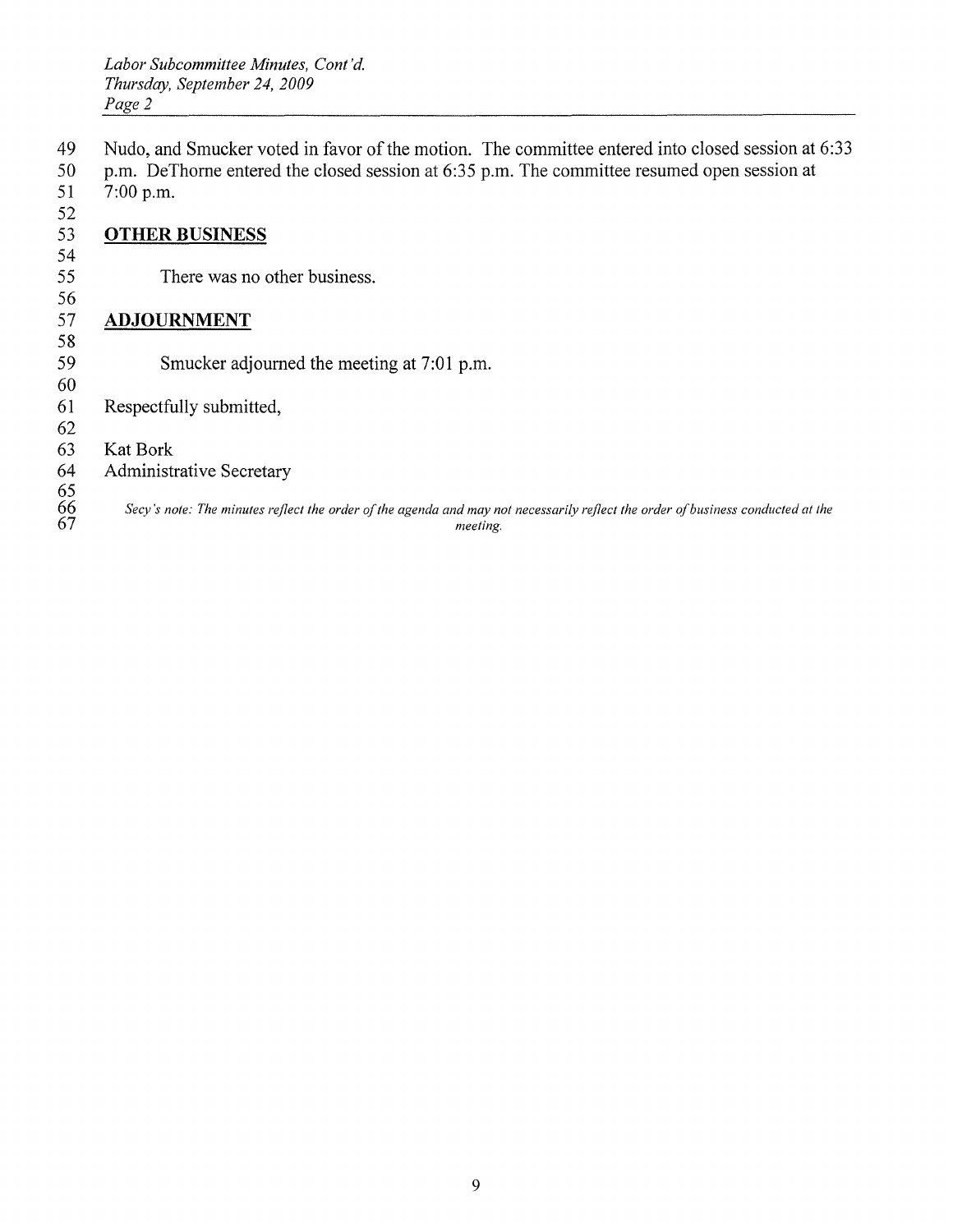Nudo, and Smucker voted in favor of the motion. The committee entered into closed session at 6:33 p.m. DeThorne entered the closed session at 6:35 p.m. The committee resumed open session at 7:00 p.m.

## OTHER BUSINESS

There was no other business.

## ADJOURNMENT

Smucker adjourned the meeting at 7:01 p.m.

Respectfully submitted,

Kat Bork
Administrative Secretary

*Secy's note: The minutes reflect the order of the agenda and may not necessarily reflect the order of business conducted at the meeting.*